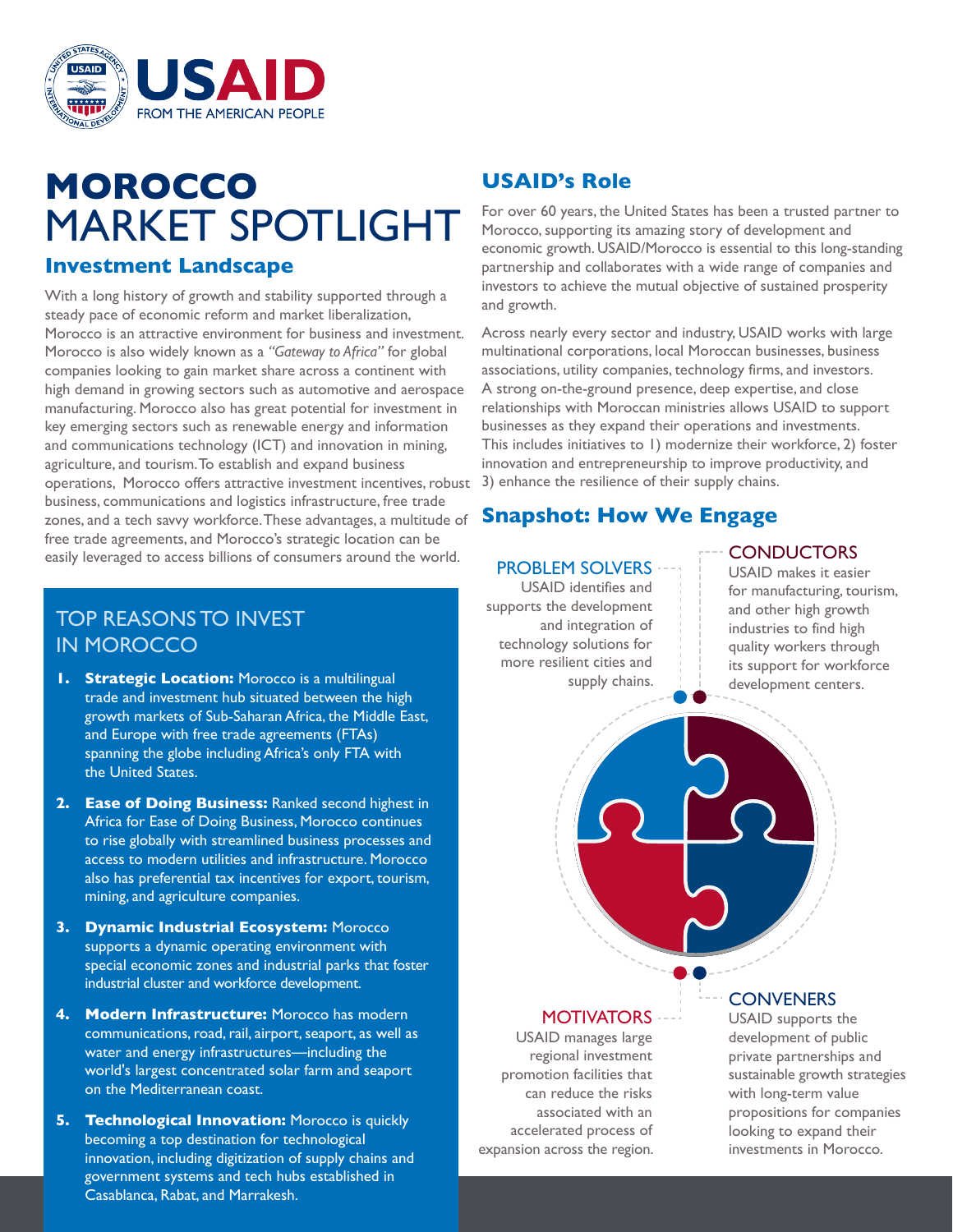USAID
FROM THE AMERICAN PEOPLE

# MOROCCO MARKET SPOTLIGHT

## Investment Landscape

With a long history of growth and stability supported through a steady pace of economic reform and market liberalization, Morocco is an attractive environment for business and investment. Morocco is also widely known as a *"Gateway to Africa"* for global companies looking to gain market share across a continent with high demand in growing sectors such as automotive and aerospace manufacturing. Morocco also has great potential for investment in key emerging sectors such as renewable energy and information and communications technology (ICT) and innovation in mining, agriculture, and tourism. To establish and expand business operations, Morocco offers attractive investment incentives, robust business, communications and logistics infrastructure, free trade zones, and a tech savvy workforce. These advantages, a multitude of free trade agreements, and Morocco's strategic location can be easily leveraged to access billions of consumers around the world.

### TOP REASONS TO INVEST IN MOROCCO

1. **Strategic Location:** Morocco is a multilingual trade and investment hub situated between the high growth markets of Sub-Saharan Africa, the Middle East, and Europe with free trade agreements (FTAs) spanning the globe including Africa's only FTA with the United States.
2. **Ease of Doing Business:** Ranked second highest in Africa for Ease of Doing Business, Morocco continues to rise globally with streamlined business processes and access to modern utilities and infrastructure. Morocco also has preferential tax incentives for export, tourism, mining, and agriculture companies.
3. **Dynamic Industrial Ecosystem:** Morocco supports a dynamic operating environment with special economic zones and industrial parks that foster industrial cluster and workforce development.
4. **Modern Infrastructure:** Morocco has modern communications, road, rail, airport, seaport, as well as water and energy infrastructures—including the world's largest concentrated solar farm and seaport on the Mediterranean coast.
5. **Technological Innovation:** Morocco is quickly becoming a top destination for technological innovation, including digitization of supply chains and government systems and tech hubs established in Casablanca, Rabat, and Marrakesh.

## USAID's Role

For over 60 years, the United States has been a trusted partner to Morocco, supporting its amazing story of development and economic growth. USAID/Morocco is essential to this long-standing partnership and collaborates with a wide range of companies and investors to achieve the mutual objective of sustained prosperity and growth.

Across nearly every sector and industry, USAID works with large multinational corporations, local Moroccan businesses, business associations, utility companies, technology firms, and investors. A strong on-the-ground presence, deep expertise, and close relationships with Moroccan ministries allows USAID to support businesses as they expand their operations and investments. This includes initiatives to 1) modernize their workforce, 2) foster innovation and entrepreneurship to improve productivity, and 3) enhance the resilience of their supply chains.

## Snapshot: How We Engage

**PROBLEM SOLVERS**
USAID identifies and supports the development and integration of technology solutions for more resilient cities and supply chains.

**CONDUCTORS**
USAID makes it easier for manufacturing, tourism, and other high growth industries to find high quality workers through its support for workforce development centers.

**MOTIVATORS**
USAID manages large regional investment promotion facilities that can reduce the risks associated with an accelerated process of expansion across the region.

**CONVENERS**
USAID supports the development of public private partnerships and sustainable growth strategies with long-term value propositions for companies looking to expand their investments in Morocco.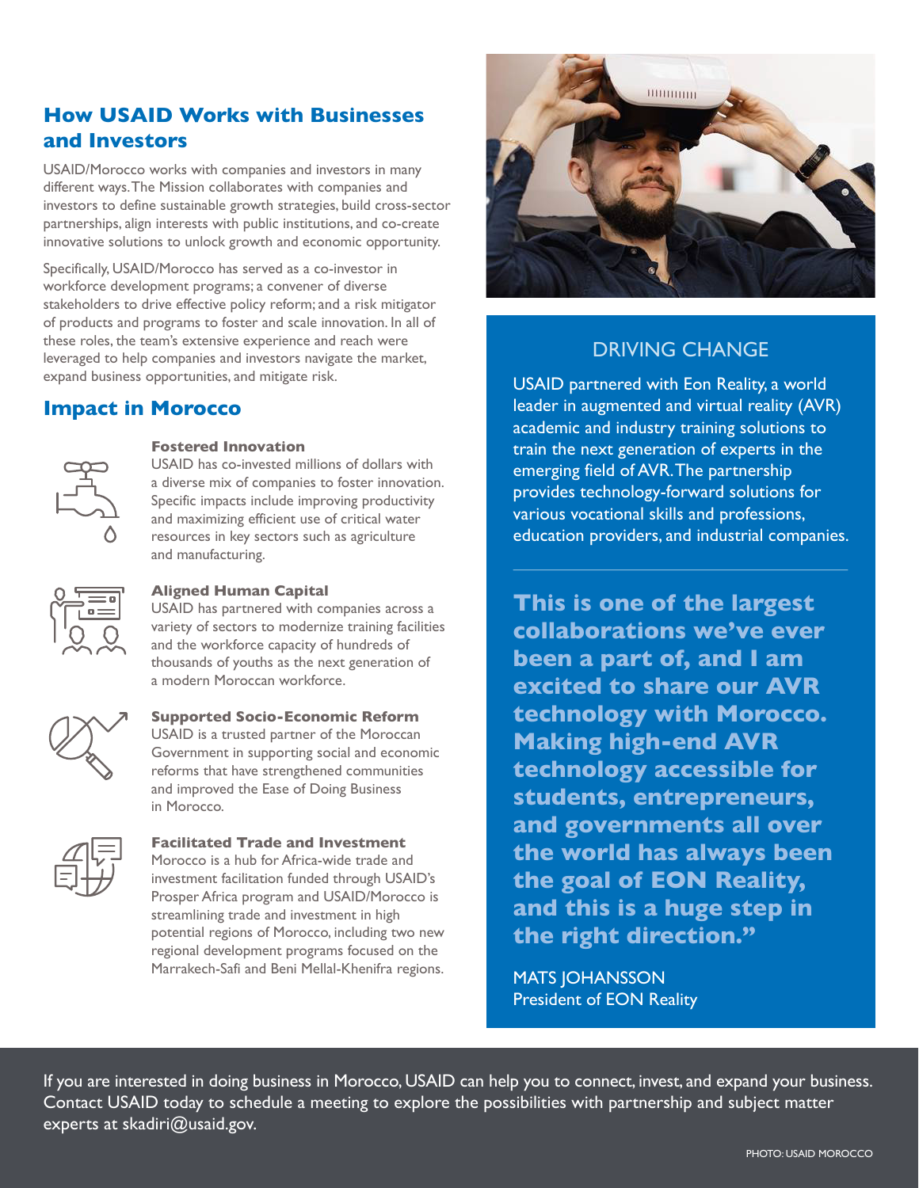## How USAID Works with Businesses and Investors

USAID/Morocco works with companies and investors in many different ways. The Mission collaborates with companies and investors to define sustainable growth strategies, build cross-sector partnerships, align interests with public institutions, and co-create innovative solutions to unlock growth and economic opportunity.

Specifically, USAID/Morocco has served as a co-investor in workforce development programs; a convener of diverse stakeholders to drive effective policy reform; and a risk mitigator of products and programs to foster and scale innovation. In all of these roles, the team's extensive experience and reach were leveraged to help companies and investors navigate the market, expand business opportunities, and mitigate risk.

## Impact in Morocco

**Fostered Innovation**
USAID has co-invested millions of dollars with a diverse mix of companies to foster innovation. Specific impacts include improving productivity and maximizing efficient use of critical water resources in key sectors such as agriculture and manufacturing.

**Aligned Human Capital**
USAID has partnered with companies across a variety of sectors to modernize training facilities and the workforce capacity of hundreds of thousands of youths as the next generation of a modern Moroccan workforce.

**Supported Socio-Economic Reform**
USAID is a trusted partner of the Moroccan Government in supporting social and economic reforms that have strengthened communities and improved the Ease of Doing Business in Morocco.

**Facilitated Trade and Investment**
Morocco is a hub for Africa-wide trade and investment facilitation funded through USAID's Prosper Africa program and USAID/Morocco is streamlining trade and investment in high potential regions of Morocco, including two new regional development programs focused on the Marrakech-Safi and Beni Mellal-Khenifra regions.

### DRIVING CHANGE

USAID partnered with Eon Reality, a world leader in augmented and virtual reality (AVR) academic and industry training solutions to train the next generation of experts in the emerging field of AVR. The partnership provides technology-forward solutions for various vocational skills and professions, education providers, and industrial companies.

**This is one of the largest collaborations we've ever been a part of, and I am excited to share our AVR technology with Morocco. Making high-end AVR technology accessible for students, entrepreneurs, and governments all over the world has always been the goal of EON Reality, and this is a huge step in the right direction."**

MATS JOHANSSON
President of EON Reality

If you are interested in doing business in Morocco, USAID can help you to connect, invest, and expand your business. Contact USAID today to schedule a meeting to explore the possibilities with partnership and subject matter experts at skadiri@usaid.gov.

PHOTO: USAID MOROCCO